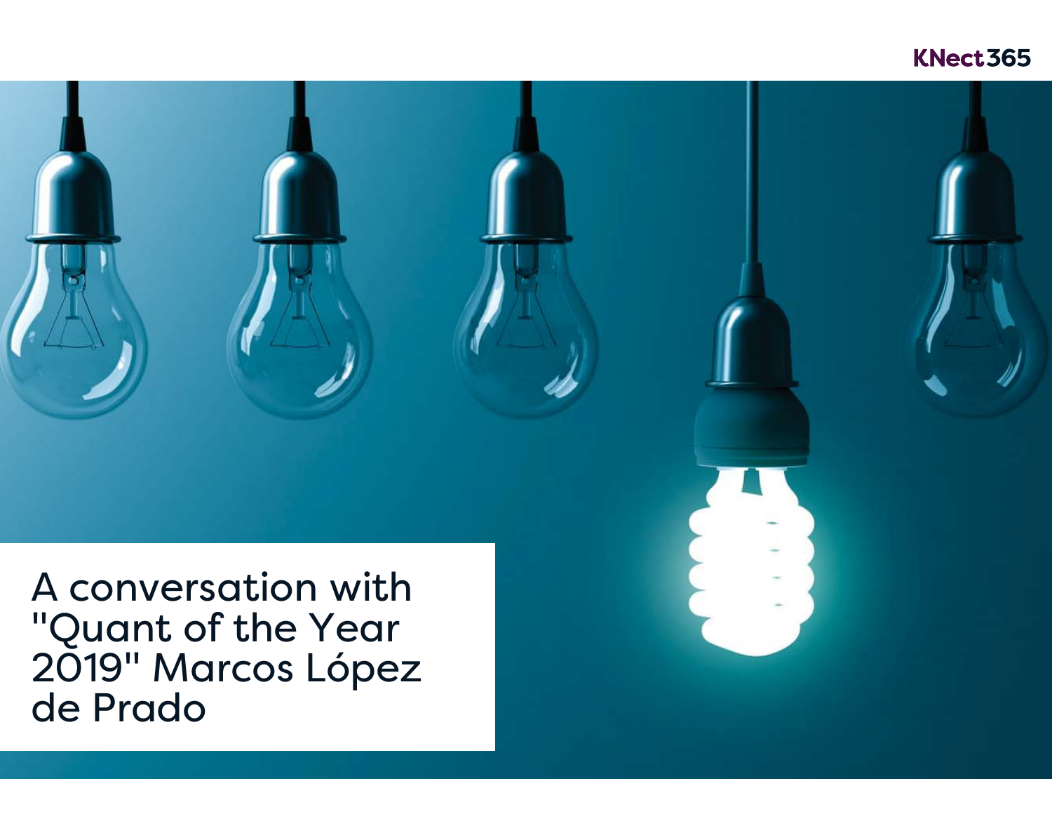KNect365

# A conversation with "Quant of the Year 2019" Marcos López de Prado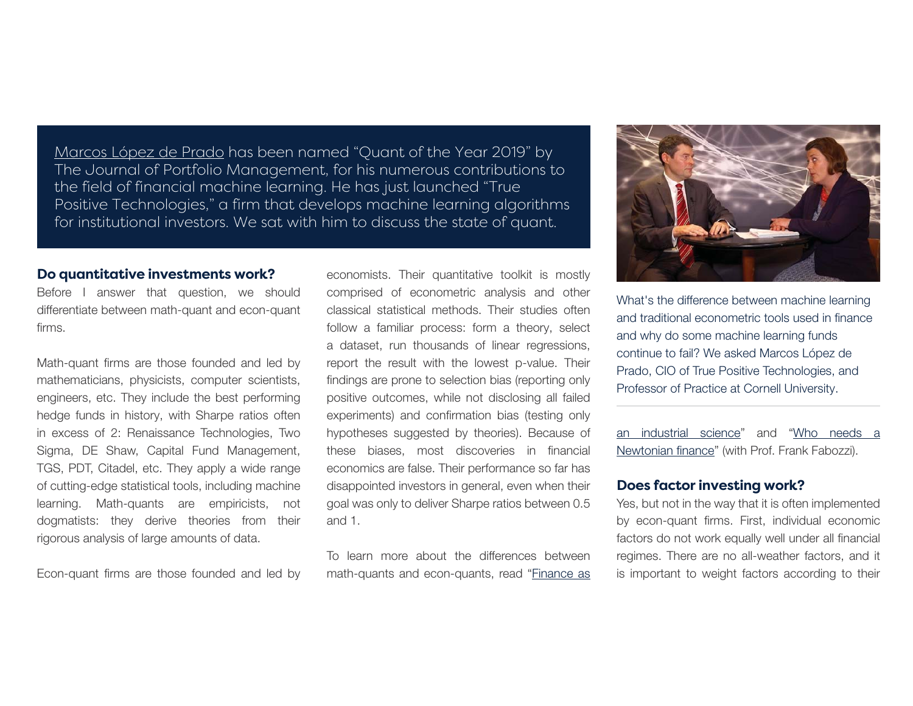[Marcos López de Prado](#) has been named "Quant of the Year 2019" by The Journal of Portfolio Management, for his numerous contributions to the field of financial machine learning. He has just launched "True Positive Technologies," a firm that develops machine learning algorithms for institutional investors. We sat with him to discuss the state of quant.

What's the difference between machine learning and traditional econometric tools used in finance and why do some machine learning funds continue to fail? We asked Marcos López de Prado, CIO of True Positive Technologies, and Professor of Practice at Cornell University.

## Do quantitative investments work?

Before I answer that question, we should differentiate between math-quant and econ-quant firms.

Math-quant firms are those founded and led by mathematicians, physicists, computer scientists, engineers, etc. They include the best performing hedge funds in history, with Sharpe ratios often in excess of 2: Renaissance Technologies, Two Sigma, DE Shaw, Capital Fund Management, TGS, PDT, Citadel, etc. They apply a wide range of cutting-edge statistical tools, including machine learning. Math-quants are empiricists, not dogmatists: they derive theories from their rigorous analysis of large amounts of data.

Econ-quant firms are those founded and led by economists. Their quantitative toolkit is mostly comprised of econometric analysis and other classical statistical methods. Their studies often follow a familiar process: form a theory, select a dataset, run thousands of linear regressions, report the result with the lowest p-value. Their findings are prone to selection bias (reporting only positive outcomes, while not disclosing all failed experiments) and confirmation bias (testing only hypotheses suggested by theories). Because of these biases, most discoveries in financial economics are false. Their performance so far has disappointed investors in general, even when their goal was only to deliver Sharpe ratios between 0.5 and 1.

To learn more about the differences between math-quants and econ-quants, read "[Finance as an industrial science](#)" and "[Who needs a Newtonian finance](#)" (with Prof. Frank Fabozzi).

## Does factor investing work?

Yes, but not in the way that it is often implemented by econ-quant firms. First, individual economic factors do not work equally well under all financial regimes. There are no all-weather factors, and it is important to weight factors according to their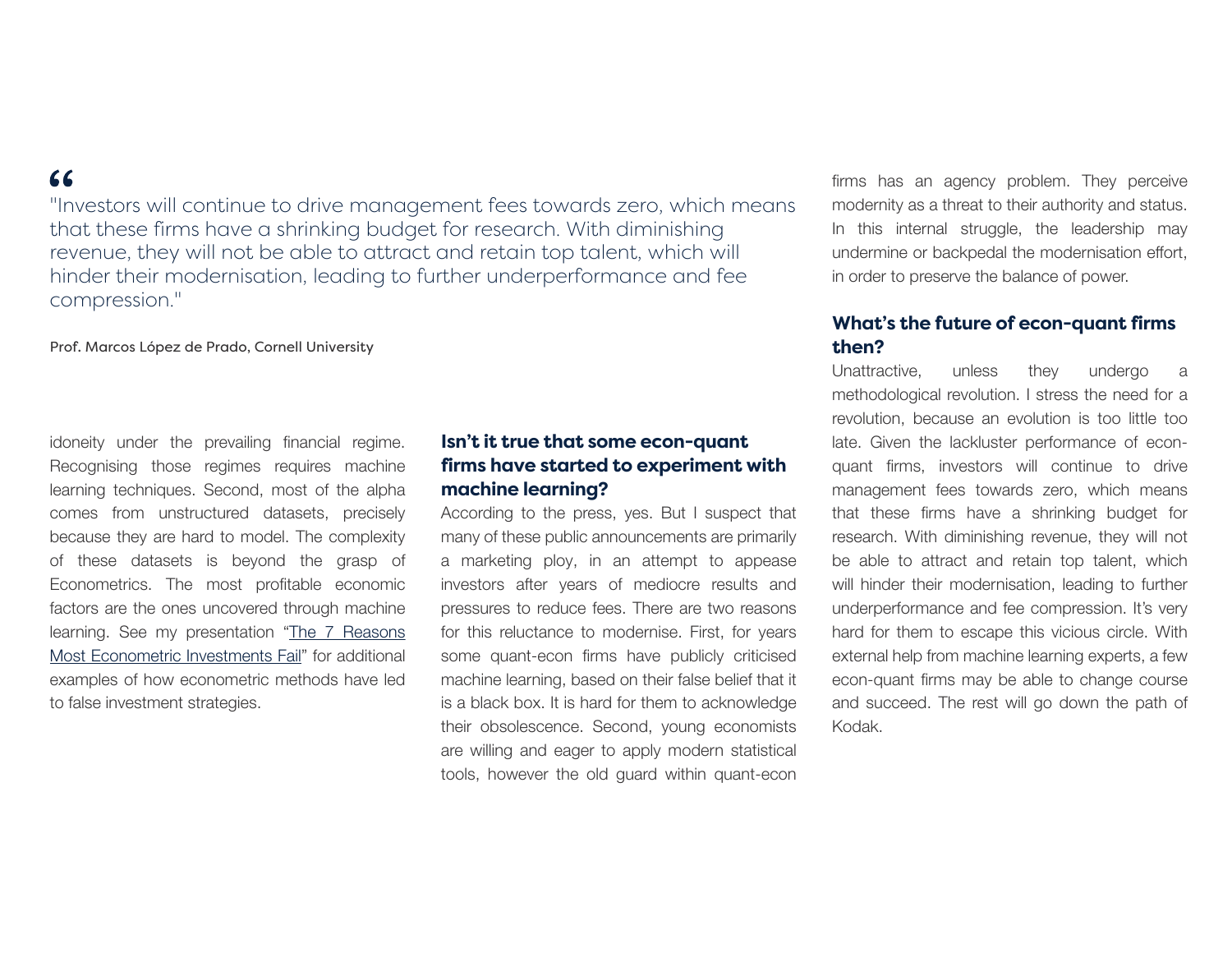> "Investors will continue to drive management fees towards zero, which means that these firms have a shrinking budget for research. With diminishing revenue, they will not be able to attract and retain top talent, which will hinder their modernisation, leading to further underperformance and fee compression."
>
> Prof. Marcos López de Prado, Cornell University

idoneity under the prevailing financial regime. Recognising those regimes requires machine learning techniques. Second, most of the alpha comes from unstructured datasets, precisely because they are hard to model. The complexity of these datasets is beyond the grasp of Econometrics. The most profitable economic factors are the ones uncovered through machine learning. See my presentation "The 7 Reasons Most Econometric Investments Fail" for additional examples of how econometric methods have led to false investment strategies.

### Isn't it true that some econ-quant firms have started to experiment with machine learning?

According to the press, yes. But I suspect that many of these public announcements are primarily a marketing ploy, in an attempt to appease investors after years of mediocre results and pressures to reduce fees. There are two reasons for this reluctance to modernise. First, for years some quant-econ firms have publicly criticised machine learning, based on their false belief that it is a black box. It is hard for them to acknowledge their obsolescence. Second, young economists are willing and eager to apply modern statistical tools, however the old guard within quant-econ firms has an agency problem. They perceive modernity as a threat to their authority and status. In this internal struggle, the leadership may undermine or backpedal the modernisation effort, in order to preserve the balance of power.

### What's the future of econ-quant firms then?

Unattractive, unless they undergo a methodological revolution. I stress the need for a revolution, because an evolution is too little too late. Given the lackluster performance of econ-quant firms, investors will continue to drive management fees towards zero, which means that these firms have a shrinking budget for research. With diminishing revenue, they will not be able to attract and retain top talent, which will hinder their modernisation, leading to further underperformance and fee compression. It's very hard for them to escape this vicious circle. With external help from machine learning experts, a few econ-quant firms may be able to change course and succeed. The rest will go down the path of Kodak.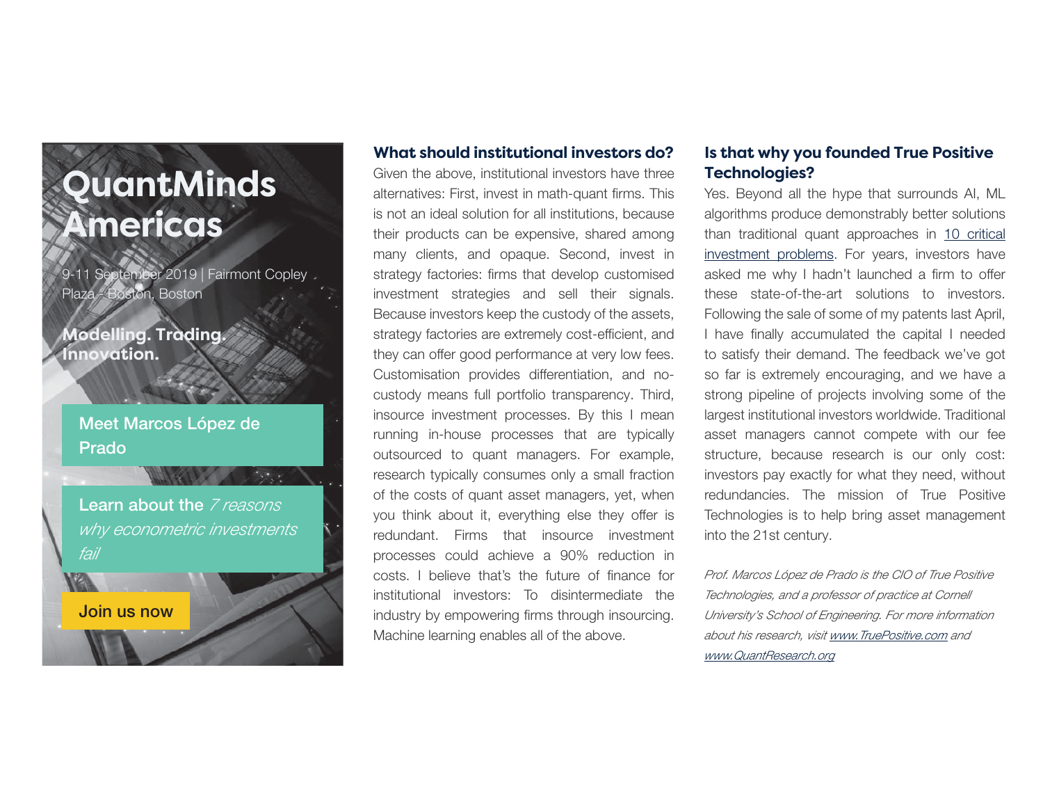# QuantMinds Americas

9-11 September 2019 | Fairmont Copley Plaza - Boston, Boston

**Modelling. Trading. Innovation.**

Meet Marcos López de Prado

Learn about the *7 reasons why econometric investments fail*

Join us now

## What should institutional investors do?

Given the above, institutional investors have three alternatives: First, invest in math-quant firms. This is not an ideal solution for all institutions, because their products can be expensive, shared among many clients, and opaque. Second, invest in strategy factories: firms that develop customised investment strategies and sell their signals. Because investors keep the custody of the assets, strategy factories are extremely cost-efficient, and they can offer good performance at very low fees. Customisation provides differentiation, and no-custody means full portfolio transparency. Third, insource investment processes. By this I mean running in-house processes that are typically outsourced to quant managers. For example, research typically consumes only a small fraction of the costs of quant asset managers, yet, when you think about it, everything else they offer is redundant. Firms that insource investment processes could achieve a 90% reduction in costs. I believe that's the future of finance for institutional investors: To disintermediate the industry by empowering firms through insourcing. Machine learning enables all of the above.

## Is that why you founded True Positive Technologies?

Yes. Beyond all the hype that surrounds AI, ML algorithms produce demonstrably better solutions than traditional quant approaches in 10 critical investment problems. For years, investors have asked me why I hadn't launched a firm to offer these state-of-the-art solutions to investors. Following the sale of some of my patents last April, I have finally accumulated the capital I needed to satisfy their demand. The feedback we've got so far is extremely encouraging, and we have a strong pipeline of projects involving some of the largest institutional investors worldwide. Traditional asset managers cannot compete with our fee structure, because research is our only cost: investors pay exactly for what they need, without redundancies. The mission of True Positive Technologies is to help bring asset management into the 21st century.

*Prof. Marcos López de Prado is the CIO of True Positive Technologies, and a professor of practice at Cornell University's School of Engineering. For more information about his research, visit www.TruePositive.com and www.QuantResearch.org*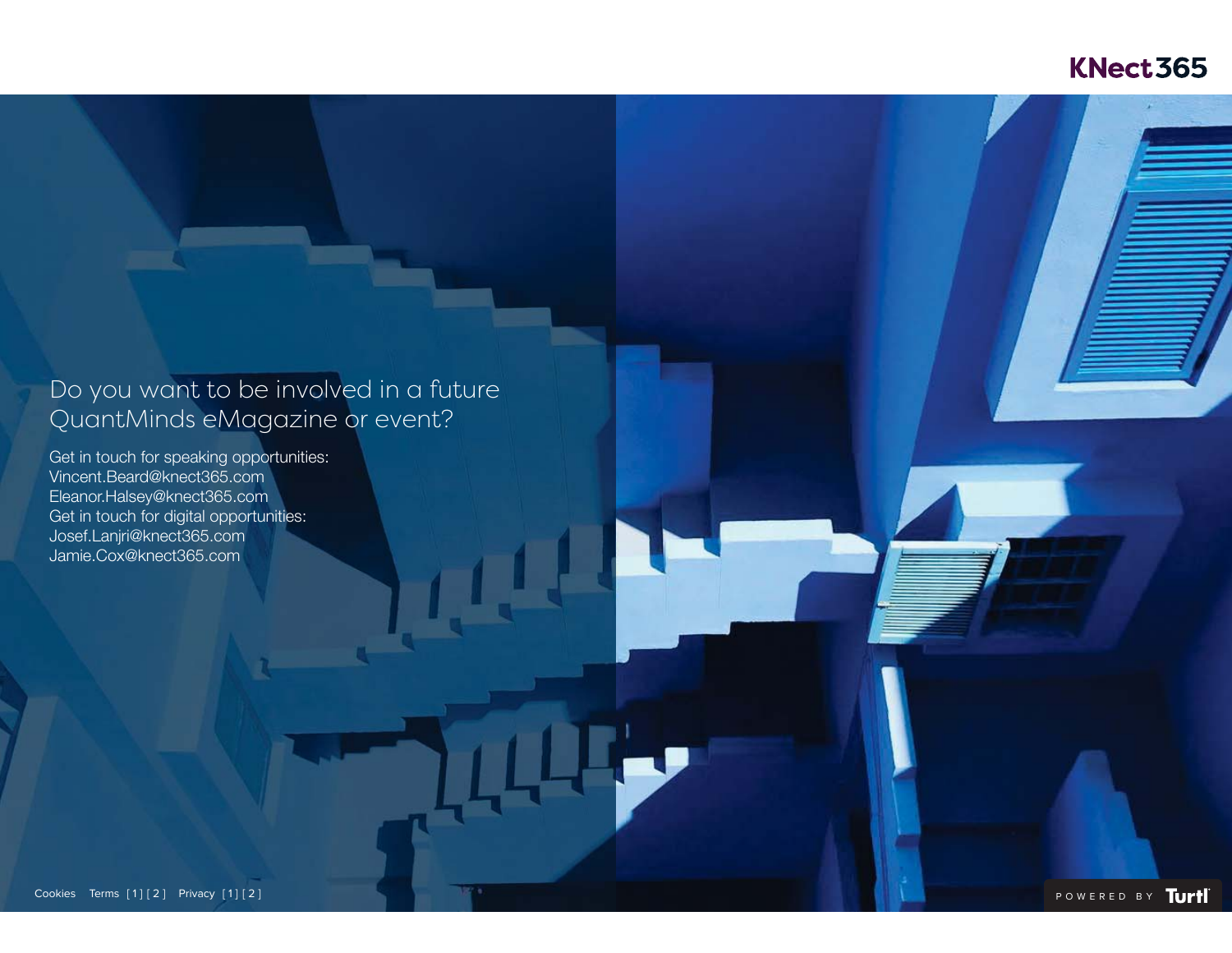KNect365

## Do you want to be involved in a future QuantMinds eMagazine or event?

Get in touch for speaking opportunities:
Vincent.Beard@knect365.com
Eleanor.Halsey@knect365.com
Get in touch for digital opportunities:
Josef.Lanjri@knect365.com
Jamie.Cox@knect365.com

Cookies Terms [1] [2] Privacy [1] [2]

POWERED BY Turtl